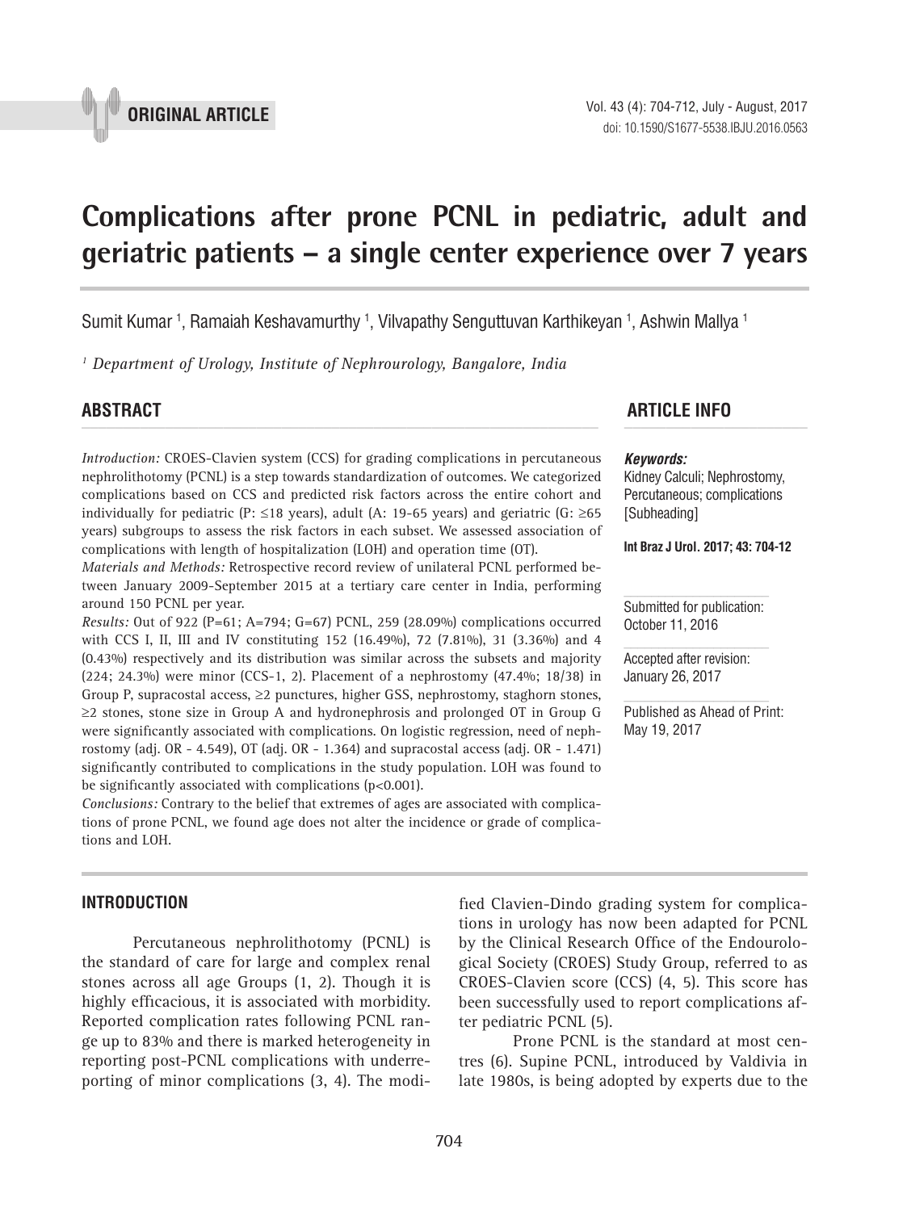ORIGINAL ARTICLE

# Complications after prone PCNL in pediatric, adult and geriatric patients – a single center experience over 7 years

Sumit Kumar [1], Ramaiah Keshavamurthy [1], Vilvapathy Senguttuvan Karthikeyan [1], Ashwin Mallya [1]

[1] *Department of Urology, Institute of Nephrourology, Bangalore, India*

## ABSTRACT

*Introduction:* CROES-Clavien system (CCS) for grading complications in percutaneous nephrolithotomy (PCNL) is a step towards standardization of outcomes. We categorized complications based on CCS and predicted risk factors across the entire cohort and individually for pediatric (P: ≤18 years), adult (A: 19-65 years) and geriatric (G: ≥65 years) subgroups to assess the risk factors in each subset. We assessed association of complications with length of hospitalization (LOH) and operation time (OT).

*Materials and Methods:* Retrospective record review of unilateral PCNL performed between January 2009-September 2015 at a tertiary care center in India, performing around 150 PCNL per year.

*Results:* Out of 922 (P=61; A=794; G=67) PCNL, 259 (28.09%) complications occurred with CCS I, II, III and IV constituting 152 (16.49%), 72 (7.81%), 31 (3.36%) and 4 (0.43%) respectively and its distribution was similar across the subsets and majority (224; 24.3%) were minor (CCS-1, 2). Placement of a nephrostomy (47.4%; 18/38) in Group P, supracostal access, ≥2 punctures, higher GSS, nephrostomy, staghorn stones, ≥2 stones, stone size in Group A and hydronephrosis and prolonged OT in Group G were significantly associated with complications. On logistic regression, need of nephrostomy (adj. OR - 4.549), OT (adj. OR - 1.364) and supracostal access (adj. OR - 1.471) significantly contributed to complications in the study population. LOH was found to be significantly associated with complications (p<0.001).

*Conclusions:* Contrary to the belief that extremes of ages are associated with complications of prone PCNL, we found age does not alter the incidence or grade of complications and LOH.

## ARTICLE INFO

***Keywords:***
Kidney Calculi; Nephrostomy, Percutaneous; complications [Subheading]

**Int Braz J Urol. 2017; 43: 704-12**

Submitted for publication: October 11, 2016

Accepted after revision: January 26, 2017

Published as Ahead of Print: May 19, 2017

## INTRODUCTION

Percutaneous nephrolithotomy (PCNL) is the standard of care for large and complex renal stones across all age Groups (1, 2). Though it is highly efficacious, it is associated with morbidity. Reported complication rates following PCNL range up to 83% and there is marked heterogeneity in reporting post-PCNL complications with underreporting of minor complications (3, 4). The modified Clavien-Dindo grading system for complications in urology has now been adapted for PCNL by the Clinical Research Office of the Endourological Society (CROES) Study Group, referred to as CROES-Clavien score (CCS) (4, 5). This score has been successfully used to report complications after pediatric PCNL (5).

Prone PCNL is the standard at most centres (6). Supine PCNL, introduced by Valdivia in late 1980s, is being adopted by experts due to the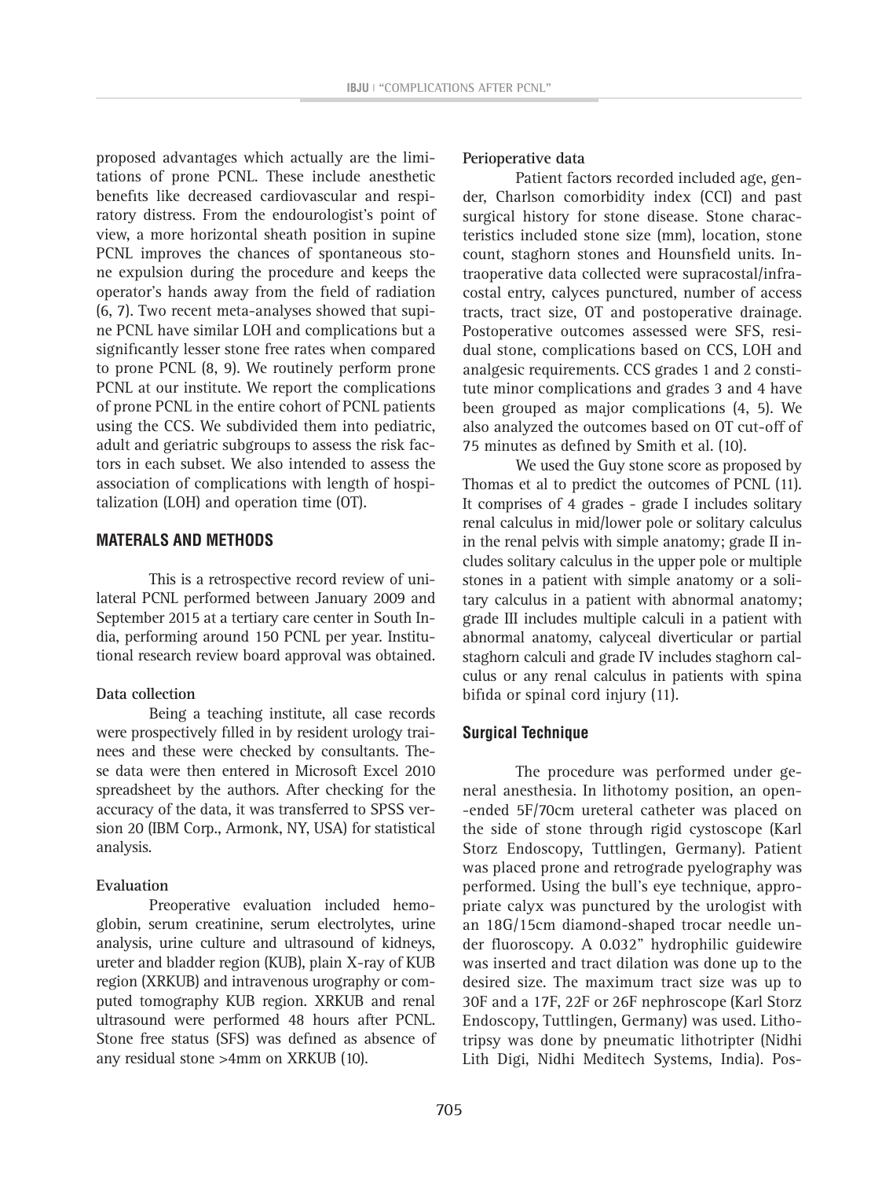proposed advantages which actually are the limitations of prone PCNL. These include anesthetic benefits like decreased cardiovascular and respiratory distress. From the endourologist's point of view, a more horizontal sheath position in supine PCNL improves the chances of spontaneous stone expulsion during the procedure and keeps the operator's hands away from the field of radiation (6, 7). Two recent meta-analyses showed that supine PCNL have similar LOH and complications but a significantly lesser stone free rates when compared to prone PCNL (8, 9). We routinely perform prone PCNL at our institute. We report the complications of prone PCNL in the entire cohort of PCNL patients using the CCS. We subdivided them into pediatric, adult and geriatric subgroups to assess the risk factors in each subset. We also intended to assess the association of complications with length of hospitalization (LOH) and operation time (OT).

## MATERALS AND METHODS

This is a retrospective record review of unilateral PCNL performed between January 2009 and September 2015 at a tertiary care center in South India, performing around 150 PCNL per year. Institutional research review board approval was obtained.

### Data collection

Being a teaching institute, all case records were prospectively filled in by resident urology trainees and these were checked by consultants. These data were then entered in Microsoft Excel 2010 spreadsheet by the authors. After checking for the accuracy of the data, it was transferred to SPSS version 20 (IBM Corp., Armonk, NY, USA) for statistical analysis.

### Evaluation

Preoperative evaluation included hemoglobin, serum creatinine, serum electrolytes, urine analysis, urine culture and ultrasound of kidneys, ureter and bladder region (KUB), plain X-ray of KUB region (XRKUB) and intravenous urography or computed tomography KUB region. XRKUB and renal ultrasound were performed 48 hours after PCNL. Stone free status (SFS) was defined as absence of any residual stone >4mm on XRKUB (10).

### Perioperative data

Patient factors recorded included age, gender, Charlson comorbidity index (CCI) and past surgical history for stone disease. Stone characteristics included stone size (mm), location, stone count, staghorn stones and Hounsfield units. Intraoperative data collected were supracostal/infracostal entry, calyces punctured, number of access tracts, tract size, OT and postoperative drainage. Postoperative outcomes assessed were SFS, residual stone, complications based on CCS, LOH and analgesic requirements. CCS grades 1 and 2 constitute minor complications and grades 3 and 4 have been grouped as major complications (4, 5). We also analyzed the outcomes based on OT cut-off of 75 minutes as defined by Smith et al. (10).

We used the Guy stone score as proposed by Thomas et al to predict the outcomes of PCNL (11). It comprises of 4 grades - grade I includes solitary renal calculus in mid/lower pole or solitary calculus in the renal pelvis with simple anatomy; grade II includes solitary calculus in the upper pole or multiple stones in a patient with simple anatomy or a solitary calculus in a patient with abnormal anatomy; grade III includes multiple calculi in a patient with abnormal anatomy, calyceal diverticular or partial staghorn calculi and grade IV includes staghorn calculus or any renal calculus in patients with spina bifida or spinal cord injury (11).

## Surgical Technique

The procedure was performed under general anesthesia. In lithotomy position, an open-ended 5F/70cm ureteral catheter was placed on the side of stone through rigid cystoscope (Karl Storz Endoscopy, Tuttlingen, Germany). Patient was placed prone and retrograde pyelography was performed. Using the bull's eye technique, appropriate calyx was punctured by the urologist with an 18G/15cm diamond-shaped trocar needle under fluoroscopy. A 0.032" hydrophilic guidewire was inserted and tract dilation was done up to the desired size. The maximum tract size was up to 30F and a 17F, 22F or 26F nephroscope (Karl Storz Endoscopy, Tuttlingen, Germany) was used. Lithotripsy was done by pneumatic lithotripter (Nidhi Lith Digi, Nidhi Meditech Systems, India). Pos-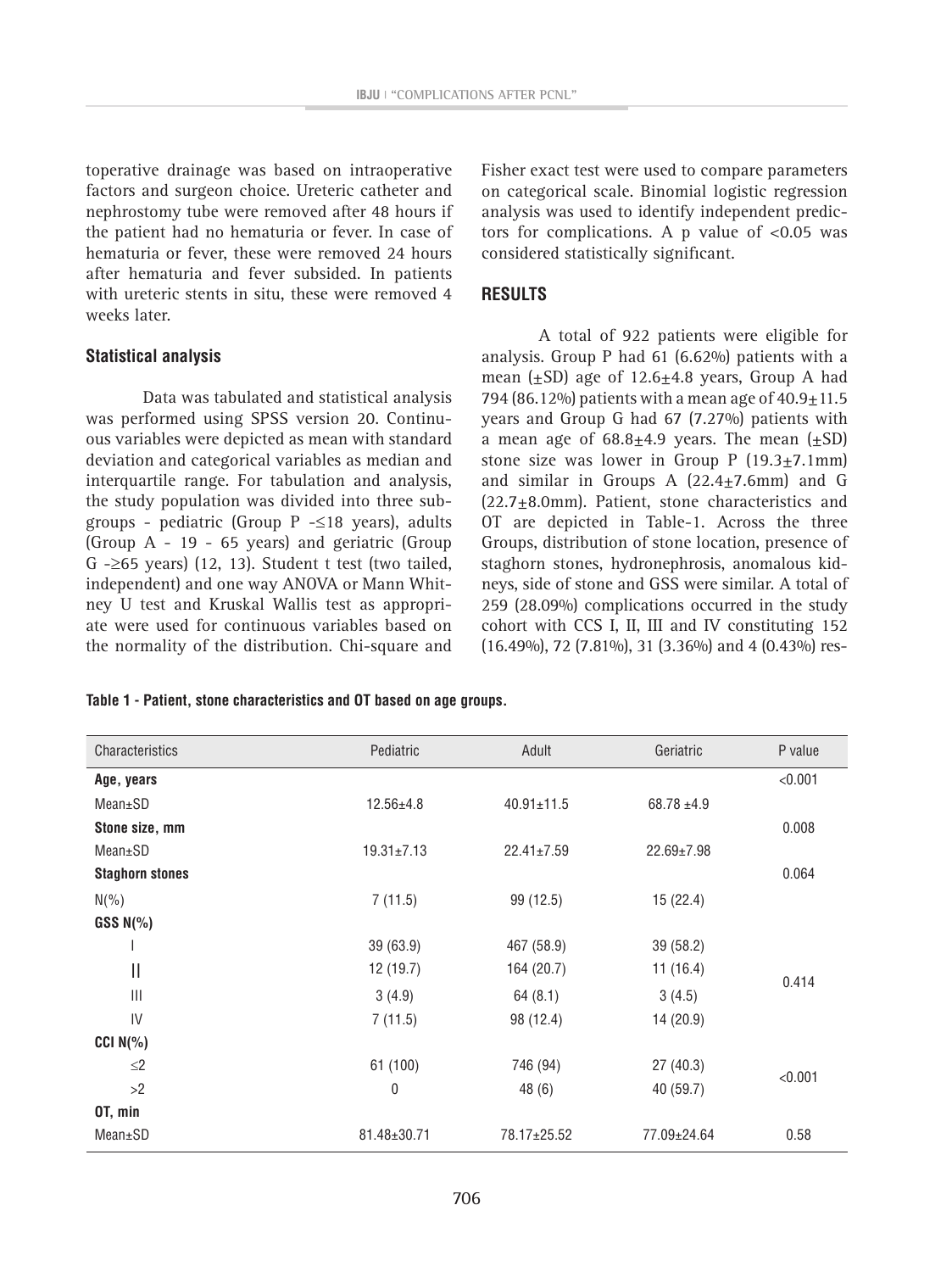toperative drainage was based on intraoperative factors and surgeon choice. Ureteric catheter and nephrostomy tube were removed after 48 hours if the patient had no hematuria or fever. In case of hematuria or fever, these were removed 24 hours after hematuria and fever subsided. In patients with ureteric stents in situ, these were removed 4 weeks later.

### Statistical analysis

Data was tabulated and statistical analysis was performed using SPSS version 20. Continuous variables were depicted as mean with standard deviation and categorical variables as median and interquartile range. For tabulation and analysis, the study population was divided into three subgroups - pediatric (Group P -≤18 years), adults (Group A - 19 - 65 years) and geriatric (Group G -≥65 years) (12, 13). Student t test (two tailed, independent) and one way ANOVA or Mann Whitney U test and Kruskal Wallis test as appropriate were used for continuous variables based on the normality of the distribution. Chi-square and Fisher exact test were used to compare parameters on categorical scale. Binomial logistic regression analysis was used to identify independent predictors for complications. A p value of <0.05 was considered statistically significant.

## RESULTS

A total of 922 patients were eligible for analysis. Group P had 61 (6.62%) patients with a mean (±SD) age of 12.6±4.8 years, Group A had 794 (86.12%) patients with a mean age of 40.9±11.5 years and Group G had 67 (7.27%) patients with a mean age of 68.8±4.9 years. The mean (±SD) stone size was lower in Group P (19.3±7.1mm) and similar in Groups A (22.4±7.6mm) and G (22.7±8.0mm). Patient, stone characteristics and OT are depicted in Table-1. Across the three Groups, distribution of stone location, presence of staghorn stones, hydronephrosis, anomalous kidneys, side of stone and GSS were similar. A total of 259 (28.09%) complications occurred in the study cohort with CCS I, II, III and IV constituting 152 (16.49%), 72 (7.81%), 31 (3.36%) and 4 (0.43%) res-

**Table 1 - Patient, stone characteristics and OT based on age groups.**

| Characteristics | Pediatric | Adult | Geriatric | P value |
|---|---|---|---|---|
| **Age, years** | | | | <0.001 |
| Mean±SD | 12.56±4.8 | 40.91±11.5 | 68.78 ±4.9 | |
| **Stone size, mm** | | | | 0.008 |
| Mean±SD | 19.31±7.13 | 22.41±7.59 | 22.69±7.98 | |
| **Staghorn stones** | | | | 0.064 |
| N(%) | 7 (11.5) | 99 (12.5) | 15 (22.4) | |
| **GSS N(%)** | | | | |
| I | 39 (63.9) | 467 (58.9) | 39 (58.2) | 0.414 |
| II | 12 (19.7) | 164 (20.7) | 11 (16.4) | |
| III | 3 (4.9) | 64 (8.1) | 3 (4.5) | |
| IV | 7 (11.5) | 98 (12.4) | 14 (20.9) | |
| **CCI N(%)** | | | | |
| ≤2 | 61 (100) | 746 (94) | 27 (40.3) | <0.001 |
| >2 | 0 | 48 (6) | 40 (59.7) | |
| **OT, min** | | | | |
| Mean±SD | 81.48±30.71 | 78.17±25.52 | 77.09±24.64 | 0.58 |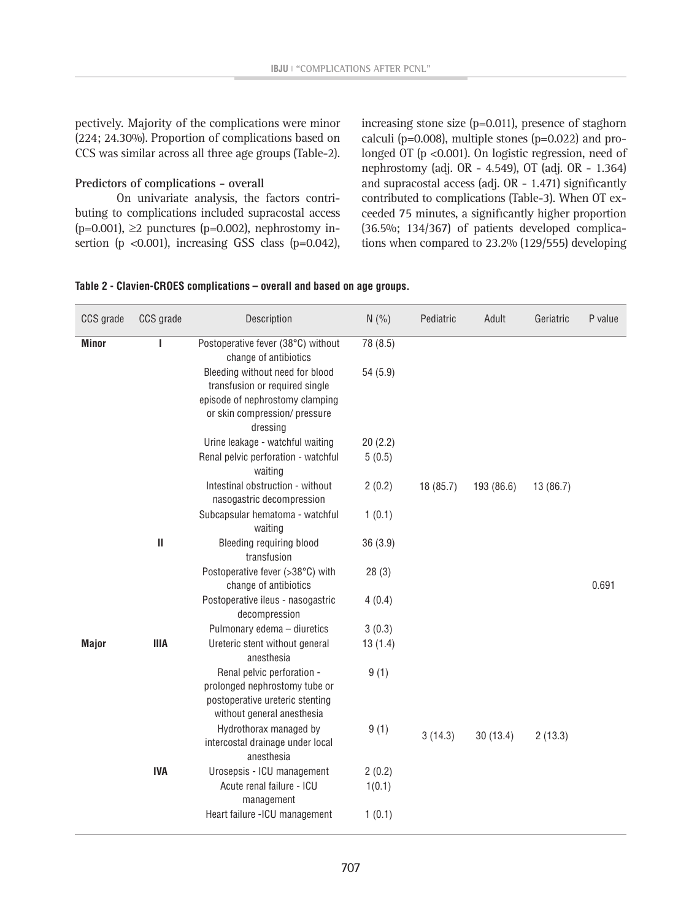pectively. Majority of the complications were minor (224; 24.30%). Proportion of complications based on CCS was similar across all three age groups (Table-2).

### Predictors of complications - overall

On univariate analysis, the factors contributing to complications included supracostal access (p=0.001), ≥2 punctures (p=0.002), nephrostomy insertion (p <0.001), increasing GSS class (p=0.042), increasing stone size (p=0.011), presence of staghorn calculi (p=0.008), multiple stones (p=0.022) and prolonged OT (p <0.001). On logistic regression, need of nephrostomy (adj. OR - 4.549), OT (adj. OR - 1.364) and supracostal access (adj. OR - 1.471) significantly contributed to complications (Table-3). When OT exceeded 75 minutes, a significantly higher proportion (36.5%; 134/367) of patients developed complications when compared to 23.2% (129/555) developing

**Table 2 - Clavien-CROES complications – overall and based on age groups.**

| CCS grade | CCS grade | Description | N (%) | Pediatric | Adult | Geriatric | P value |
|---|---|---|---|---|---|---|---|
| **Minor** | **I** | Postoperative fever (38°C) without change of antibiotics | 78 (8.5) | 18 (85.7) | 193 (86.6) | 13 (86.7) | 0.691 |
| | | Bleeding without need for blood transfusion or required single episode of nephrostomy clamping or skin compression/ pressure dressing | 54 (5.9) | | | | |
| | | Urine leakage - watchful waiting | 20 (2.2) | | | | |
| | | Renal pelvic perforation - watchful waiting | 5 (0.5) | | | | |
| | | Intestinal obstruction - without nasogastric decompression | 2 (0.2) | | | | |
| | | Subcapsular hematoma - watchful waiting | 1 (0.1) | | | | |
| | **II** | Bleeding requiring blood transfusion | 36 (3.9) | | | | |
| | | Postoperative fever (>38°C) with change of antibiotics | 28 (3) | | | | |
| | | Postoperative ileus - nasogastric decompression | 4 (0.4) | | | | |
| | | Pulmonary edema – diuretics | 3 (0.3) | | | | |
| **Major** | **IIIA** | Ureteric stent without general anesthesia | 13 (1.4) | 3 (14.3) | 30 (13.4) | 2 (13.3) | |
| | | Renal pelvic perforation - prolonged nephrostomy tube or postoperative ureteric stenting without general anesthesia | 9 (1) | | | | |
| | | Hydrothorax managed by intercostal drainage under local anesthesia | 9 (1) | | | | |
| | **IVA** | Urosepsis - ICU management | 2 (0.2) | | | | |
| | | Acute renal failure - ICU management | 1(0.1) | | | | |
| | | Heart failure -ICU management | 1 (0.1) | | | | |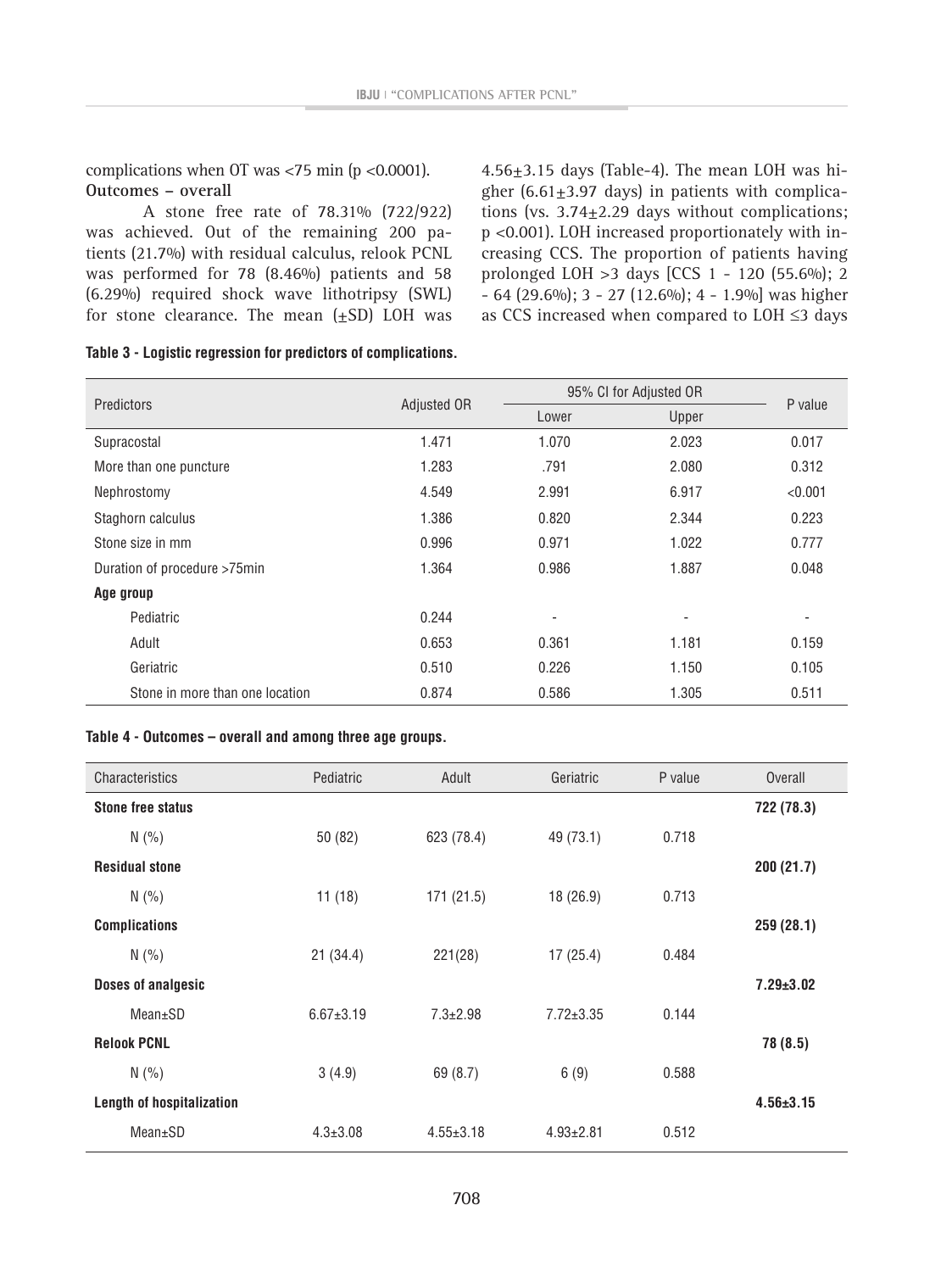complications when OT was <75 min ($p < 0.0001$).

**Outcomes – overall**

A stone free rate of 78.31% (722/922) was achieved. Out of the remaining 200 patients (21.7%) with residual calculus, relook PCNL was performed for 78 (8.46%) patients and 58 (6.29%) required shock wave lithotripsy (SWL) for stone clearance. The mean (±SD) LOH was 4.56±3.15 days (Table-4). The mean LOH was higher (6.61±3.97 days) in patients with complications (vs. 3.74±2.29 days without complications; $p < 0.001$). LOH increased proportionately with increasing CCS. The proportion of patients having prolonged LOH >3 days [CCS 1 - 120 (55.6%); 2 - 64 (29.6%); 3 - 27 (12.6%); 4 - 1.9%] was higher as CCS increased when compared to LOH ≤3 days

**Table 3 - Logistic regression for predictors of complications.**

| Predictors | Adjusted OR | 95% CI for Adjusted OR | | P value |
|---|---|---|---|---|
| | | Lower | Upper | |
| Supracostal | 1.471 | 1.070 | 2.023 | 0.017 |
| More than one puncture | 1.283 | .791 | 2.080 | 0.312 |
| Nephrostomy | 4.549 | 2.991 | 6.917 | <0.001 |
| Staghorn calculus | 1.386 | 0.820 | 2.344 | 0.223 |
| Stone size in mm | 0.996 | 0.971 | 1.022 | 0.777 |
| Duration of procedure >75min | 1.364 | 0.986 | 1.887 | 0.048 |
| **Age group** | | | | |
| Pediatric | 0.244 | - | - | - |
| Adult | 0.653 | 0.361 | 1.181 | 0.159 |
| Geriatric | 0.510 | 0.226 | 1.150 | 0.105 |
| Stone in more than one location | 0.874 | 0.586 | 1.305 | 0.511 |

**Table 4 - Outcomes – overall and among three age groups.**

| Characteristics | Pediatric | Adult | Geriatric | P value | Overall |
|---|---|---|---|---|---|
| **Stone free status** | | | | | **722 (78.3)** |
| N (%) | 50 (82) | 623 (78.4) | 49 (73.1) | 0.718 | |
| **Residual stone** | | | | | **200 (21.7)** |
| N (%) | 11 (18) | 171 (21.5) | 18 (26.9) | 0.713 | |
| **Complications** | | | | | **259 (28.1)** |
| N (%) | 21 (34.4) | 221(28) | 17 (25.4) | 0.484 | |
| **Doses of analgesic** | | | | | **7.29±3.02** |
| Mean±SD | 6.67±3.19 | 7.3±2.98 | 7.72±3.35 | 0.144 | |
| **Relook PCNL** | | | | | **78 (8.5)** |
| N (%) | 3 (4.9) | 69 (8.7) | 6 (9) | 0.588 | |
| **Length of hospitalization** | | | | | **4.56±3.15** |
| Mean±SD | 4.3±3.08 | 4.55±3.18 | 4.93±2.81 | 0.512 | |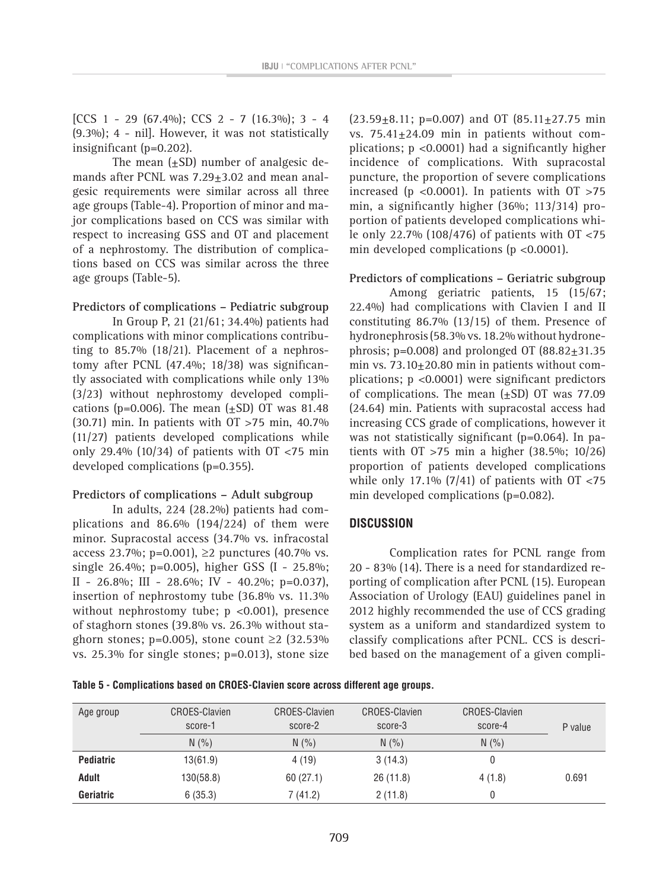[CCS 1 - 29 (67.4%); CCS 2 - 7 (16.3%); 3 - 4 (9.3%); 4 - nil]. However, it was not statistically insignificant (p=0.202).

The mean (±SD) number of analgesic demands after PCNL was 7.29±3.02 and mean analgesic requirements were similar across all three age groups (Table-4). Proportion of minor and major complications based on CCS was similar with respect to increasing GSS and OT and placement of a nephrostomy. The distribution of complications based on CCS was similar across the three age groups (Table-5).

**Predictors of complications – Pediatric subgroup**

In Group P, 21 (21/61; 34.4%) patients had complications with minor complications contributing to 85.7% (18/21). Placement of a nephrostomy after PCNL (47.4%; 18/38) was significantly associated with complications while only 13% (3/23) without nephrostomy developed complications (p=0.006). The mean (±SD) OT was 81.48 (30.71) min. In patients with OT >75 min, 40.7% (11/27) patients developed complications while only 29.4% (10/34) of patients with OT <75 min developed complications (p=0.355).

**Predictors of complications – Adult subgroup**

In adults, 224 (28.2%) patients had complications and 86.6% (194/224) of them were minor. Supracostal access (34.7% vs. infracostal access 23.7%; p=0.001), ≥2 punctures (40.7% vs. single 26.4%; p=0.005), higher GSS (I - 25.8%; II - 26.8%; III - 28.6%; IV - 40.2%; p=0.037), insertion of nephrostomy tube (36.8% vs. 11.3% without nephrostomy tube; p <0.001), presence of staghorn stones (39.8% vs. 26.3% without staghorn stones; p=0.005), stone count ≥2 (32.53% vs. 25.3% for single stones; p=0.013), stone size (23.59±8.11; p=0.007) and OT (85.11±27.75 min vs. 75.41±24.09 min in patients without complications; p <0.0001) had a significantly higher incidence of complications. With supracostal puncture, the proportion of severe complications increased (p <0.0001). In patients with OT >75 min, a significantly higher (36%; 113/314) proportion of patients developed complications while only 22.7% (108/476) of patients with OT <75 min developed complications (p <0.0001).

**Predictors of complications – Geriatric subgroup**

Among geriatric patients, 15 (15/67; 22.4%) had complications with Clavien I and II constituting 86.7% (13/15) of them. Presence of hydronephrosis (58.3% vs. 18.2% without hydronephrosis; p=0.008) and prolonged OT (88.82±31.35 min vs. 73.10±20.80 min in patients without complications; p <0.0001) were significant predictors of complications. The mean (±SD) OT was 77.09 (24.64) min. Patients with supracostal access had increasing CCS grade of complications, however it was not statistically significant (p=0.064). In patients with OT >75 min a higher (38.5%; 10/26) proportion of patients developed complications while only 17.1% (7/41) of patients with OT <75 min developed complications (p=0.082).

## DISCUSSION

Complication rates for PCNL range from 20 - 83% (14). There is a need for standardized reporting of complication after PCNL (15). European Association of Urology (EAU) guidelines panel in 2012 highly recommended the use of CCS grading system as a uniform and standardized system to classify complications after PCNL. CCS is described based on the management of a given compli-

**Table 5 - Complications based on CROES-Clavien score across different age groups.**

| Age group | CROES-Clavien score-1 | CROES-Clavien score-2 | CROES-Clavien score-3 | CROES-Clavien score-4 | P value |
|---|---|---|---|---|---|
| | N (%) | N (%) | N (%) | N (%) | |
| **Pediatric** | 13(61.9) | 4 (19) | 3 (14.3) | 0 | |
| **Adult** | 130(58.8) | 60 (27.1) | 26 (11.8) | 4 (1.8) | 0.691 |
| **Geriatric** | 6 (35.3) | 7 (41.2) | 2 (11.8) | 0 | |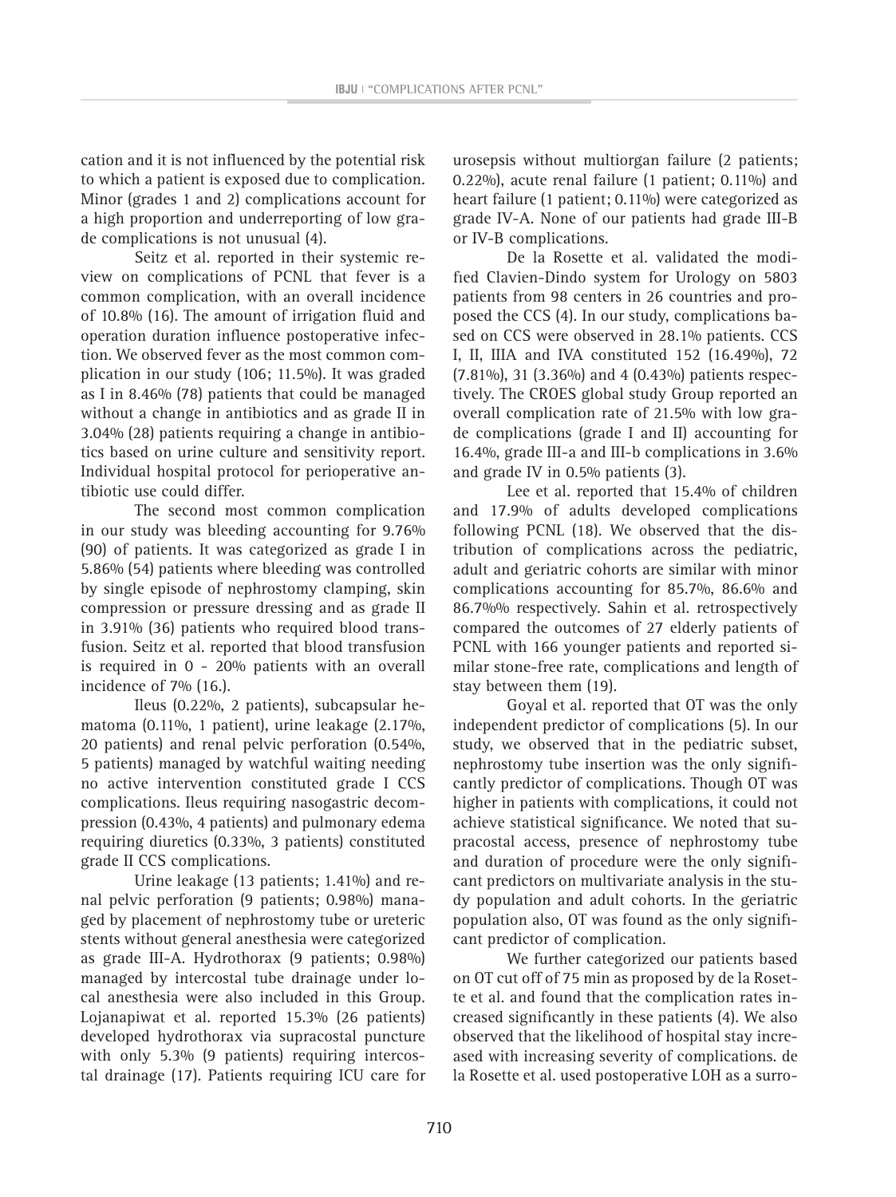cation and it is not influenced by the potential risk to which a patient is exposed due to complication. Minor (grades 1 and 2) complications account for a high proportion and underreporting of low grade complications is not unusual (4).

Seitz et al. reported in their systemic review on complications of PCNL that fever is a common complication, with an overall incidence of 10.8% (16). The amount of irrigation fluid and operation duration influence postoperative infection. We observed fever as the most common complication in our study (106; 11.5%). It was graded as I in 8.46% (78) patients that could be managed without a change in antibiotics and as grade II in 3.04% (28) patients requiring a change in antibiotics based on urine culture and sensitivity report. Individual hospital protocol for perioperative antibiotic use could differ.

The second most common complication in our study was bleeding accounting for 9.76% (90) of patients. It was categorized as grade I in 5.86% (54) patients where bleeding was controlled by single episode of nephrostomy clamping, skin compression or pressure dressing and as grade II in 3.91% (36) patients who required blood transfusion. Seitz et al. reported that blood transfusion is required in 0 - 20% patients with an overall incidence of 7% (16.).

Ileus (0.22%, 2 patients), subcapsular hematoma (0.11%, 1 patient), urine leakage (2.17%, 20 patients) and renal pelvic perforation (0.54%, 5 patients) managed by watchful waiting needing no active intervention constituted grade I CCS complications. Ileus requiring nasogastric decompression (0.43%, 4 patients) and pulmonary edema requiring diuretics (0.33%, 3 patients) constituted grade II CCS complications.

Urine leakage (13 patients; 1.41%) and renal pelvic perforation (9 patients; 0.98%) managed by placement of nephrostomy tube or ureteric stents without general anesthesia were categorized as grade III-A. Hydrothorax (9 patients; 0.98%) managed by intercostal tube drainage under local anesthesia were also included in this Group. Lojanapiwat et al. reported 15.3% (26 patients) developed hydrothorax via supracostal puncture with only 5.3% (9 patients) requiring intercostal drainage (17). Patients requiring ICU care for urosepsis without multiorgan failure (2 patients; 0.22%), acute renal failure (1 patient; 0.11%) and heart failure (1 patient; 0.11%) were categorized as grade IV-A. None of our patients had grade III-B or IV-B complications.

De la Rosette et al. validated the modified Clavien-Dindo system for Urology on 5803 patients from 98 centers in 26 countries and proposed the CCS (4). In our study, complications based on CCS were observed in 28.1% patients. CCS I, II, IIIA and IVA constituted 152 (16.49%), 72 (7.81%), 31 (3.36%) and 4 (0.43%) patients respectively. The CROES global study Group reported an overall complication rate of 21.5% with low grade complications (grade I and II) accounting for 16.4%, grade III-a and III-b complications in 3.6% and grade IV in 0.5% patients (3).

Lee et al. reported that 15.4% of children and 17.9% of adults developed complications following PCNL (18). We observed that the distribution of complications across the pediatric, adult and geriatric cohorts are similar with minor complications accounting for 85.7%, 86.6% and 86.7%% respectively. Sahin et al. retrospectively compared the outcomes of 27 elderly patients of PCNL with 166 younger patients and reported similar stone-free rate, complications and length of stay between them (19).

Goyal et al. reported that OT was the only independent predictor of complications (5). In our study, we observed that in the pediatric subset, nephrostomy tube insertion was the only significantly predictor of complications. Though OT was higher in patients with complications, it could not achieve statistical significance. We noted that supracostal access, presence of nephrostomy tube and duration of procedure were the only significant predictors on multivariate analysis in the study population and adult cohorts. In the geriatric population also, OT was found as the only significant predictor of complication.

We further categorized our patients based on OT cut off of 75 min as proposed by de la Rosette et al. and found that the complication rates increased significantly in these patients (4). We also observed that the likelihood of hospital stay increased with increasing severity of complications. de la Rosette et al. used postoperative LOH as a surro-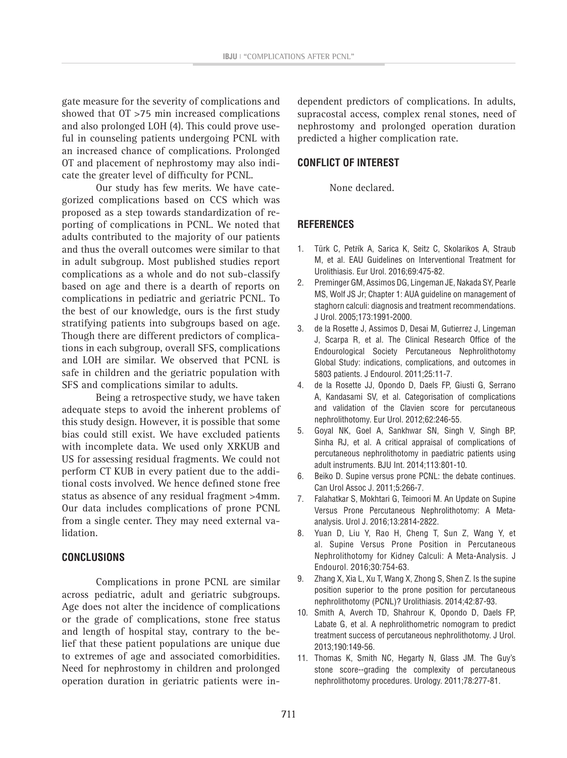gate measure for the severity of complications and showed that OT >75 min increased complications and also prolonged LOH (4). This could prove useful in counseling patients undergoing PCNL with an increased chance of complications. Prolonged OT and placement of nephrostomy may also indicate the greater level of difficulty for PCNL.

Our study has few merits. We have categorized complications based on CCS which was proposed as a step towards standardization of reporting of complications in PCNL. We noted that adults contributed to the majority of our patients and thus the overall outcomes were similar to that in adult subgroup. Most published studies report complications as a whole and do not sub-classify based on age and there is a dearth of reports on complications in pediatric and geriatric PCNL. To the best of our knowledge, ours is the first study stratifying patients into subgroups based on age. Though there are different predictors of complications in each subgroup, overall SFS, complications and LOH are similar. We observed that PCNL is safe in children and the geriatric population with SFS and complications similar to adults.

Being a retrospective study, we have taken adequate steps to avoid the inherent problems of this study design. However, it is possible that some bias could still exist. We have excluded patients with incomplete data. We used only XRKUB and US for assessing residual fragments. We could not perform CT KUB in every patient due to the additional costs involved. We hence defined stone free status as absence of any residual fragment >4mm. Our data includes complications of prone PCNL from a single center. They may need external validation.

## CONCLUSIONS

Complications in prone PCNL are similar across pediatric, adult and geriatric subgroups. Age does not alter the incidence of complications or the grade of complications, stone free status and length of hospital stay, contrary to the belief that these patient populations are unique due to extremes of age and associated comorbidities. Need for nephrostomy in children and prolonged operation duration in geriatric patients were independent predictors of complications. In adults, supracostal access, complex renal stones, need of nephrostomy and prolonged operation duration predicted a higher complication rate.

## CONFLICT OF INTEREST

None declared.

## REFERENCES

1. Türk C, Petřík A, Sarica K, Seitz C, Skolarikos A, Straub M, et al. EAU Guidelines on Interventional Treatment for Urolithiasis. Eur Urol. 2016;69:475-82.
2. Preminger GM, Assimos DG, Lingeman JE, Nakada SY, Pearle MS, Wolf JS Jr; Chapter 1: AUA guideline on management of staghorn calculi: diagnosis and treatment recommendations. J Urol. 2005;173:1991-2000.
3. de la Rosette J, Assimos D, Desai M, Gutierrez J, Lingeman J, Scarpa R, et al. The Clinical Research Office of the Endourological Society Percutaneous Nephrolithotomy Global Study: indications, complications, and outcomes in 5803 patients. J Endourol. 2011;25:11-7.
4. de la Rosette JJ, Opondo D, Daels FP, Giusti G, Serrano A, Kandasami SV, et al. Categorisation of complications and validation of the Clavien score for percutaneous nephrolithotomy. Eur Urol. 2012;62:246-55.
5. Goyal NK, Goel A, Sankhwar SN, Singh V, Singh BP, Sinha RJ, et al. A critical appraisal of complications of percutaneous nephrolithotomy in paediatric patients using adult instruments. BJU Int. 2014;113:801-10.
6. Beiko D. Supine versus prone PCNL: the debate continues. Can Urol Assoc J. 2011;5:266-7.
7. Falahatkar S, Mokhtari G, Teimoori M. An Update on Supine Versus Prone Percutaneous Nephrolithotomy: A Meta-analysis. Urol J. 2016;13:2814-2822.
8. Yuan D, Liu Y, Rao H, Cheng T, Sun Z, Wang Y, et al. Supine Versus Prone Position in Percutaneous Nephrolithotomy for Kidney Calculi: A Meta-Analysis. J Endourol. 2016;30:754-63.
9. Zhang X, Xia L, Xu T, Wang X, Zhong S, Shen Z. Is the supine position superior to the prone position for percutaneous nephrolithotomy (PCNL)? Urolithiasis. 2014;42:87-93.
10. Smith A, Averch TD, Shahrour K, Opondo D, Daels FP, Labate G, et al. A nephrolithometric nomogram to predict treatment success of percutaneous nephrolithotomy. J Urol. 2013;190:149-56.
11. Thomas K, Smith NC, Hegarty N, Glass JM. The Guy's stone score--grading the complexity of percutaneous nephrolithotomy procedures. Urology. 2011;78:277-81.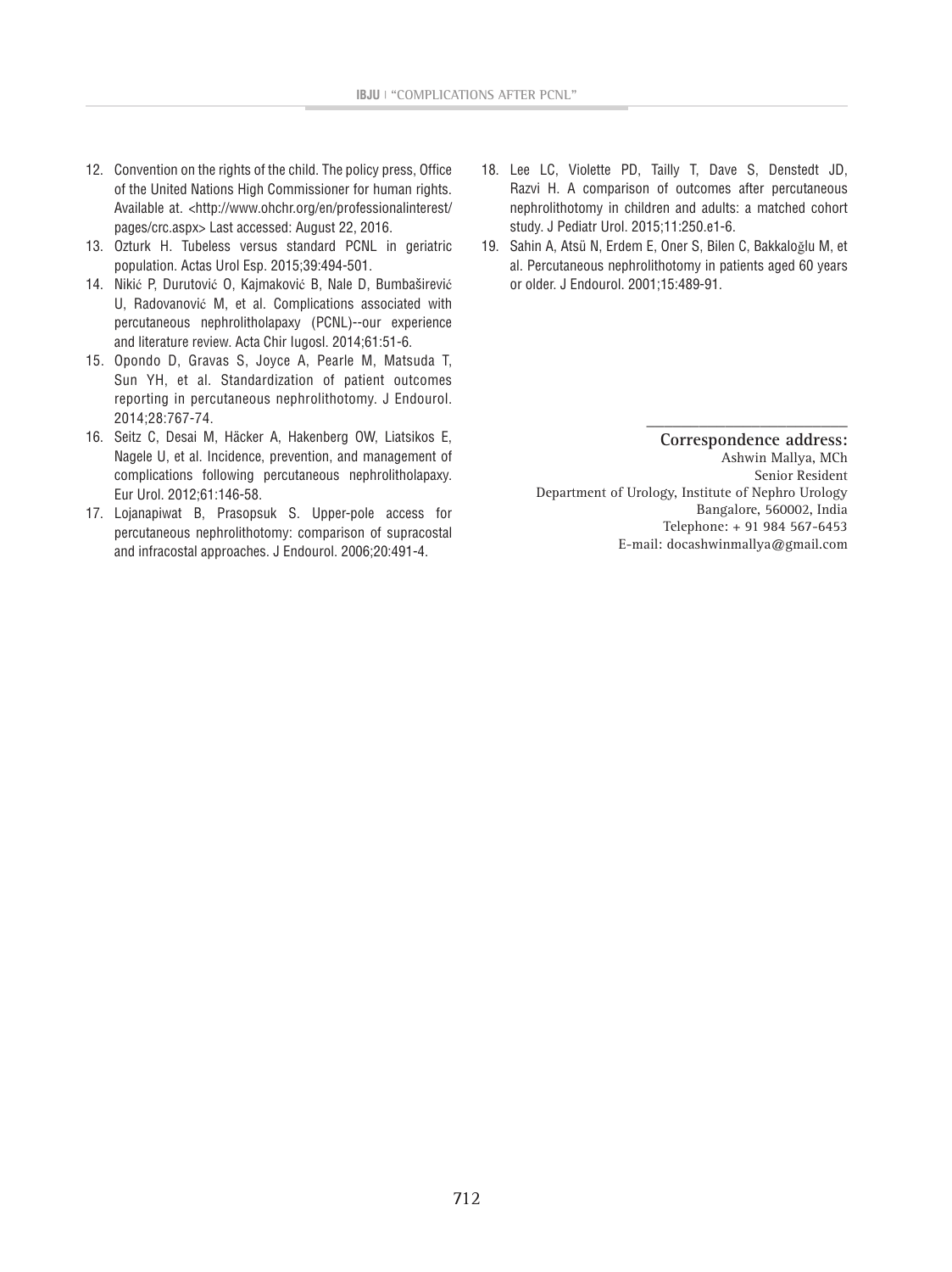12. Convention on the rights of the child. The policy press, Office of the United Nations High Commissioner for human rights. Available at. <http://www.ohchr.org/en/professionalinterest/pages/crc.aspx> Last accessed: August 22, 2016.
13. Ozturk H. Tubeless versus standard PCNL in geriatric population. Actas Urol Esp. 2015;39:494-501.
14. Nikić P, Durutović O, Kajmaković B, Nale D, Bumbaširević U, Radovanović M, et al. Complications associated with percutaneous nephrolitholapaxy (PCNL)--our experience and literature review. Acta Chir Iugosl. 2014;61:51-6.
15. Opondo D, Gravas S, Joyce A, Pearle M, Matsuda T, Sun YH, et al. Standardization of patient outcomes reporting in percutaneous nephrolithotomy. J Endourol. 2014;28:767-74.
16. Seitz C, Desai M, Häcker A, Hakenberg OW, Liatsikos E, Nagele U, et al. Incidence, prevention, and management of complications following percutaneous nephrolitholapaxy. Eur Urol. 2012;61:146-58.
17. Lojanapiwat B, Prasopsuk S. Upper-pole access for percutaneous nephrolithotomy: comparison of supracostal and infracostal approaches. J Endourol. 2006;20:491-4.
18. Lee LC, Violette PD, Tailly T, Dave S, Denstedt JD, Razvi H. A comparison of outcomes after percutaneous nephrolithotomy in children and adults: a matched cohort study. J Pediatr Urol. 2015;11:250.e1-6.
19. Sahin A, Atsü N, Erdem E, Oner S, Bilen C, Bakkaloğlu M, et al. Percutaneous nephrolithotomy in patients aged 60 years or older. J Endourol. 2001;15:489-91.

**Correspondence address:**
Ashwin Mallya, MCh
Senior Resident
Department of Urology, Institute of Nephro Urology
Bangalore, 560002, India
Telephone: + 91 984 567-6453
E-mail: docashwinmallya@gmail.com